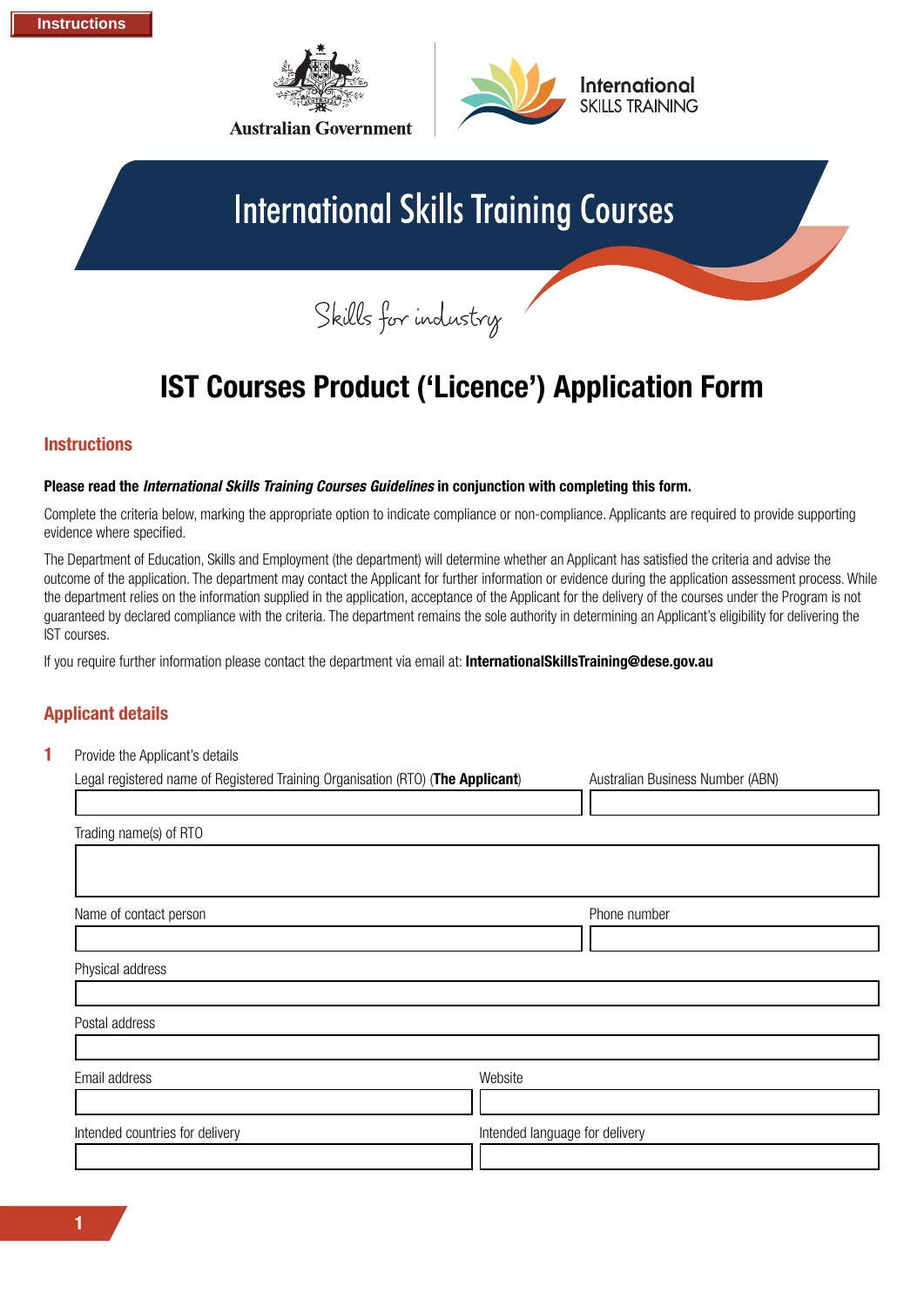Australian Government

International SKILLS TRAINING

# International Skills Training Courses

Skills for industry

# IST Courses Product ('Licence') Application Form

## Instructions

**Please read the *International Skills Training Courses Guidelines* in conjunction with completing this form.**

Complete the criteria below, marking the appropriate option to indicate compliance or non-compliance. Applicants are required to provide supporting evidence where specified.

The Department of Education, Skills and Employment (the department) will determine whether an Applicant has satisfied the criteria and advise the outcome of the application. The department may contact the Applicant for further information or evidence during the application assessment process. While the department relies on the information supplied in the application, acceptance of the Applicant for the delivery of the courses under the Program is not guaranteed by declared compliance with the criteria. The department remains the sole authority in determining an Applicant's eligibility for delivering the IST courses.

If you require further information please contact the department via email at: **InternationalSkillsTraining@dese.gov.au**

## Applicant details

**1** Provide the Applicant's details

| Legal registered name of Registered Training Organisation (RTO) (**The Applicant**) | Australian Business Number (ABN) |
|---|---|
| | |

| Trading name(s) of RTO |
|---|
| |

| Name of contact person | Phone number |
|---|---|
| | |

| Physical address |
|---|
| |

| Postal address |
|---|
| |

| Email address | Website |
|---|---|
| | |

| Intended countries for delivery | Intended language for delivery |
|---|---|
| | |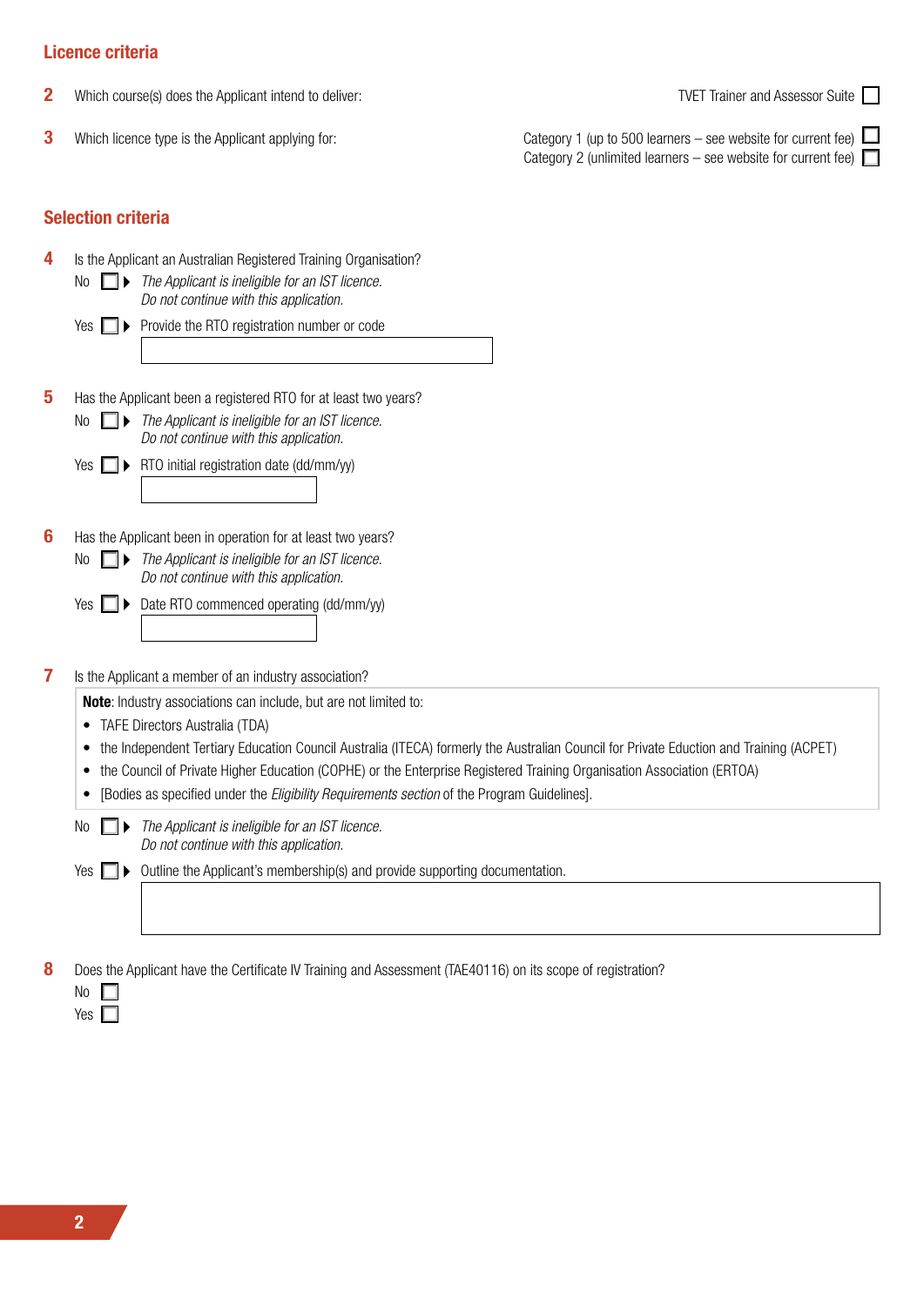## Licence criteria

**2** Which course(s) does the Applicant intend to deliver:

TVET Trainer and Assessor Suite ☐

**3** Which licence type is the Applicant applying for:

Category 1 (up to 500 learners – see website for current fee) ☐
Category 2 (unlimited learners – see website for current fee) ☐

## Selection criteria

**4** Is the Applicant an Australian Registered Training Organisation?

No ☐ ▶ *The Applicant is ineligible for an IST licence. Do not continue with this application.*

Yes ☐ ▶ Provide the RTO registration number or code

**5** Has the Applicant been a registered RTO for at least two years?

No ☐ ▶ *The Applicant is ineligible for an IST licence. Do not continue with this application.*

Yes ☐ ▶ RTO initial registration date (dd/mm/yy)

**6** Has the Applicant been in operation for at least two years?

No ☐ ▶ *The Applicant is ineligible for an IST licence. Do not continue with this application.*

Yes ☐ ▶ Date RTO commenced operating (dd/mm/yy)

**7** Is the Applicant a member of an industry association?

**Note**: Industry associations can include, but are not limited to:

- TAFE Directors Australia (TDA)
- the Independent Tertiary Education Council Australia (ITECA) formerly the Australian Council for Private Eduction and Training (ACPET)
- the Council of Private Higher Education (COPHE) or the Enterprise Registered Training Organisation Association (ERTOA)
- [Bodies as specified under the *Eligibility Requirements section* of the Program Guidelines].

No ☐ ▶ *The Applicant is ineligible for an IST licence. Do not continue with this application.*

Yes ☐ ▶ Outline the Applicant's membership(s) and provide supporting documentation.

**8** Does the Applicant have the Certificate IV Training and Assessment (TAE40116) on its scope of registration?

No ☐
Yes ☐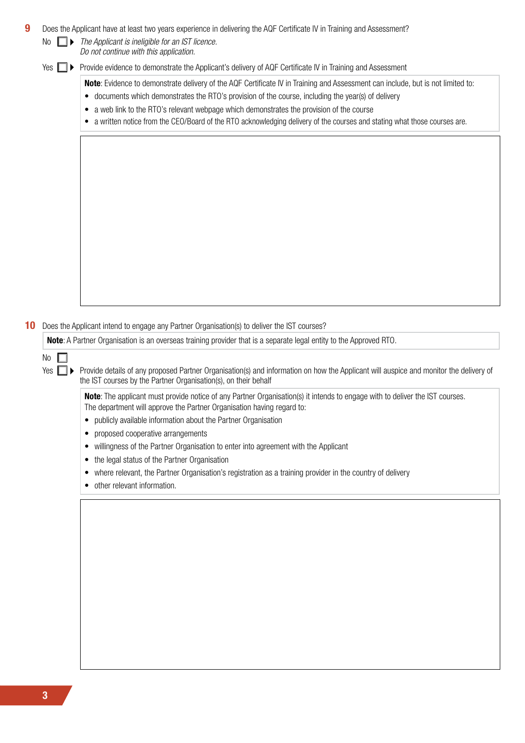**9** Does the Applicant have at least two years experience in delivering the AQF Certificate IV in Training and Assessment?

No ☐ ▶ *The Applicant is ineligible for an IST licence. Do not continue with this application.*

Yes ☐ ▶ Provide evidence to demonstrate the Applicant's delivery of AQF Certificate IV in Training and Assessment

> **Note**: Evidence to demonstrate delivery of the AQF Certificate IV in Training and Assessment can include, but is not limited to:
> - documents which demonstrates the RTO's provision of the course, including the year(s) of delivery
> - a web link to the RTO's relevant webpage which demonstrates the provision of the course
> - a written notice from the CEO/Board of the RTO acknowledging delivery of the courses and stating what those courses are.

**10** Does the Applicant intend to engage any Partner Organisation(s) to deliver the IST courses?

> **Note**: A Partner Organisation is an overseas training provider that is a separate legal entity to the Approved RTO.

No ☐

Yes ☐ ▶ Provide details of any proposed Partner Organisation(s) and information on how the Applicant will auspice and monitor the delivery of the IST courses by the Partner Organisation(s), on their behalf

> **Note**: The applicant must provide notice of any Partner Organisation(s) it intends to engage with to deliver the IST courses. The department will approve the Partner Organisation having regard to:
> - publicly available information about the Partner Organisation
> - proposed cooperative arrangements
> - willingness of the Partner Organisation to enter into agreement with the Applicant
> - the legal status of the Partner Organisation
> - where relevant, the Partner Organisation's registration as a training provider in the country of delivery
> - other relevant information.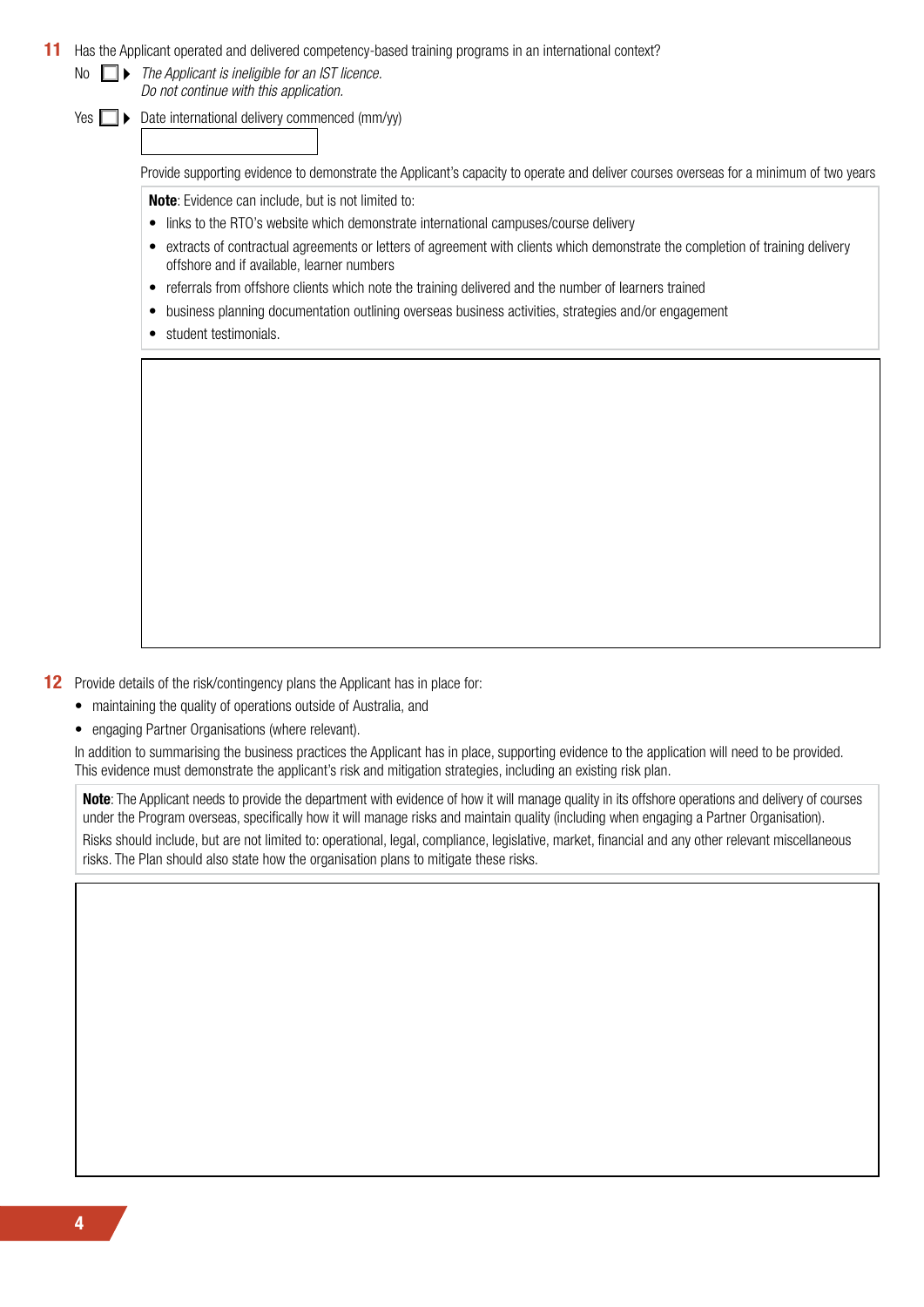**11** Has the Applicant operated and delivered competency-based training programs in an international context?

No ☐ ▶ *The Applicant is ineligible for an IST licence. Do not continue with this application.*

Yes ☐ ▶ Date international delivery commenced (mm/yy)

Provide supporting evidence to demonstrate the Applicant's capacity to operate and deliver courses overseas for a minimum of two years

**Note**: Evidence can include, but is not limited to:

- links to the RTO's website which demonstrate international campuses/course delivery
- extracts of contractual agreements or letters of agreement with clients which demonstrate the completion of training delivery offshore and if available, learner numbers
- referrals from offshore clients which note the training delivered and the number of learners trained
- business planning documentation outlining overseas business activities, strategies and/or engagement
- student testimonials.

**12** Provide details of the risk/contingency plans the Applicant has in place for:

- maintaining the quality of operations outside of Australia, and
- engaging Partner Organisations (where relevant).

In addition to summarising the business practices the Applicant has in place, supporting evidence to the application will need to be provided. This evidence must demonstrate the applicant's risk and mitigation strategies, including an existing risk plan.

**Note**: The Applicant needs to provide the department with evidence of how it will manage quality in its offshore operations and delivery of courses under the Program overseas, specifically how it will manage risks and maintain quality (including when engaging a Partner Organisation).

Risks should include, but are not limited to: operational, legal, compliance, legislative, market, financial and any other relevant miscellaneous risks. The Plan should also state how the organisation plans to mitigate these risks.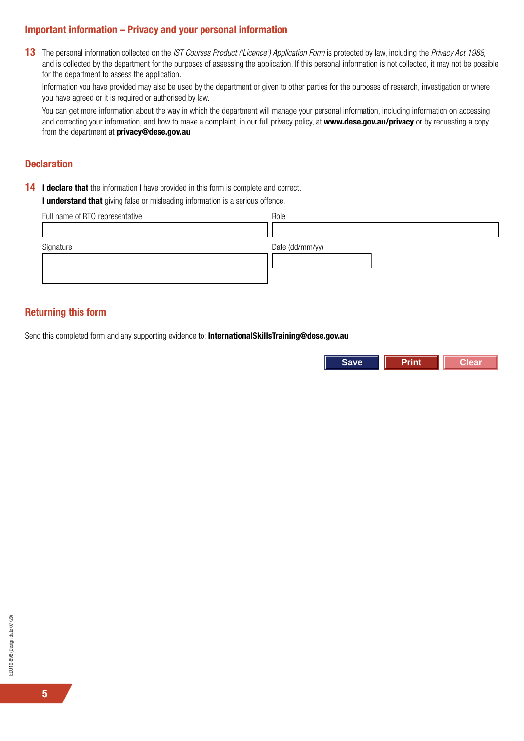## Important information – Privacy and your personal information

**13** The personal information collected on the *IST Courses Product ('Licence') Application Form* is protected by law, including the *Privacy Act 1988,* and is collected by the department for the purposes of assessing the application. If this personal information is not collected, it may not be possible for the department to assess the application.

Information you have provided may also be used by the department or given to other parties for the purposes of research, investigation or where you have agreed or it is required or authorised by law.

You can get more information about the way in which the department will manage your personal information, including information on accessing and correcting your information, and how to make a complaint, in our full privacy policy, at **www.dese.gov.au/privacy** or by requesting a copy from the department at **privacy@dese.gov.au**

## Declaration

**14** **I declare that** the information I have provided in this form is complete and correct.

**I understand that** giving false or misleading information is a serious offence.

| Full name of RTO representative | Role |
| --- | --- |
| | |

| Signature | Date (dd/mm/yy) |
| --- | --- |
| | |

## Returning this form

Send this completed form and any supporting evidence to: **InternationalSkillsTraining@dese.gov.au**

Save Print Clear

EDU19-898 (Design date 07/20)